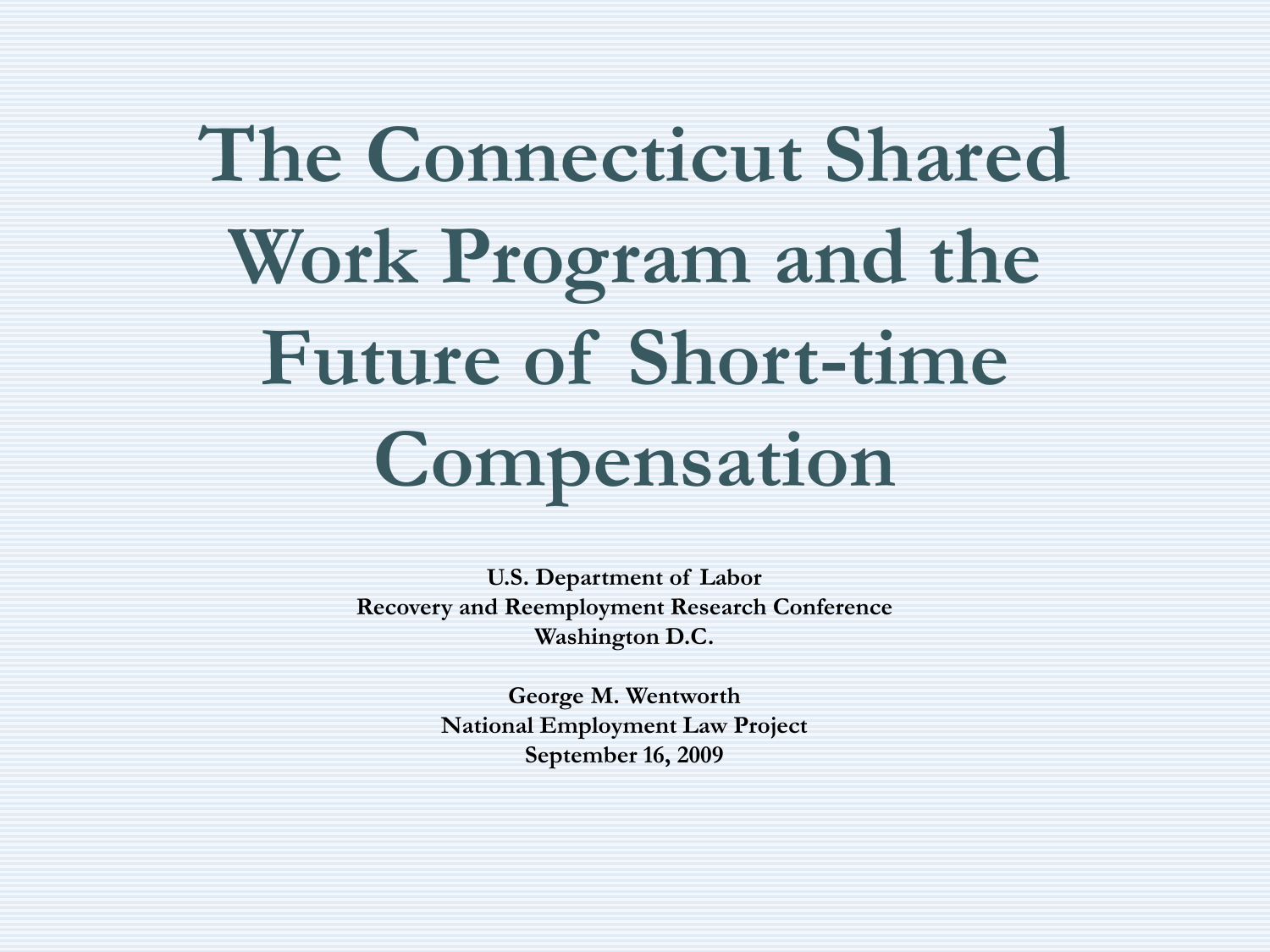# The Connecticut Shared Work Program and the Future of Short-time Compensation

**U.S. Department of Labor**
**Recovery and Reemployment Research Conference**
**Washington D.C.**

**George M. Wentworth**
**National Employment Law Project**
**September 16, 2009**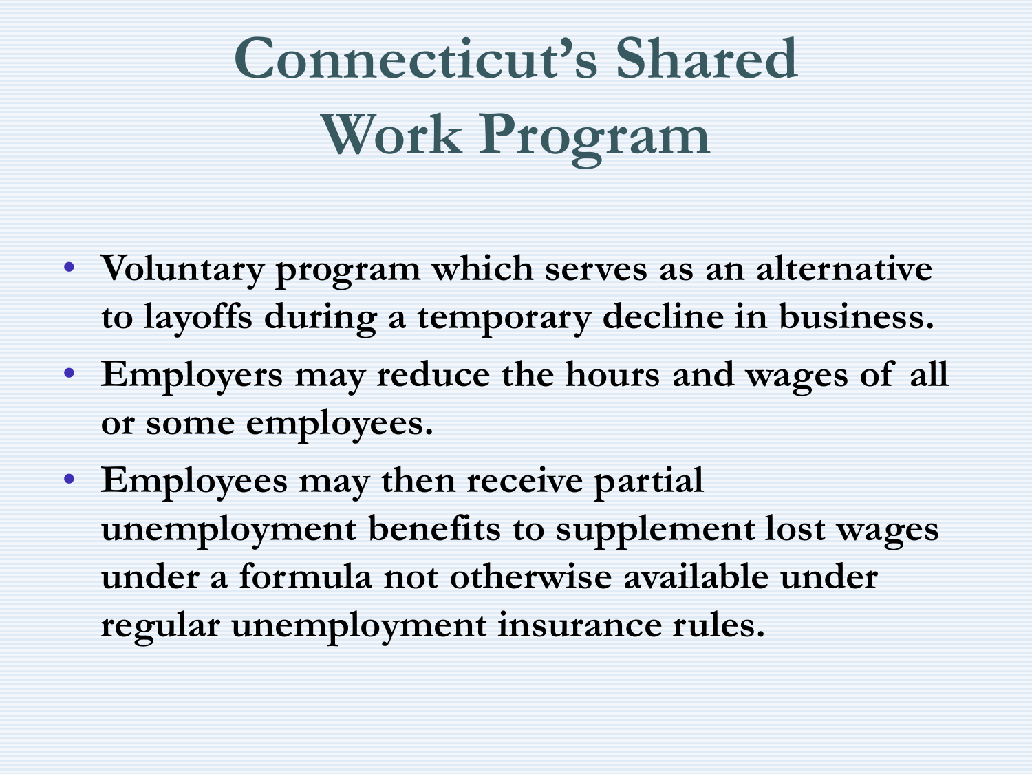# Connecticut's Shared Work Program

- **Voluntary program which serves as an alternative to layoffs during a temporary decline in business.**
- **Employers may reduce the hours and wages of all or some employees.**
- **Employees may then receive partial unemployment benefits to supplement lost wages under a formula not otherwise available under regular unemployment insurance rules.**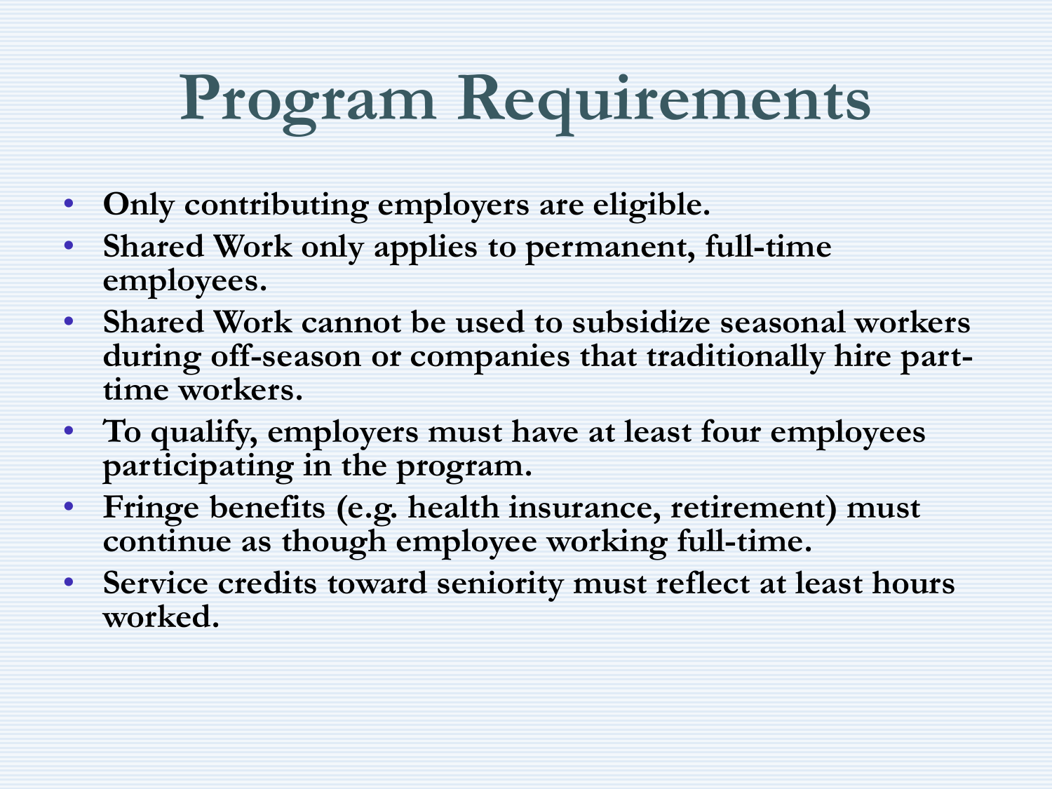# Program Requirements

- **Only contributing employers are eligible.**
- **Shared Work only applies to permanent, full-time employees.**
- **Shared Work cannot be used to subsidize seasonal workers during off-season or companies that traditionally hire part-time workers.**
- **To qualify, employers must have at least four employees participating in the program.**
- **Fringe benefits (e.g. health insurance, retirement) must continue as though employee working full-time.**
- **Service credits toward seniority must reflect at least hours worked.**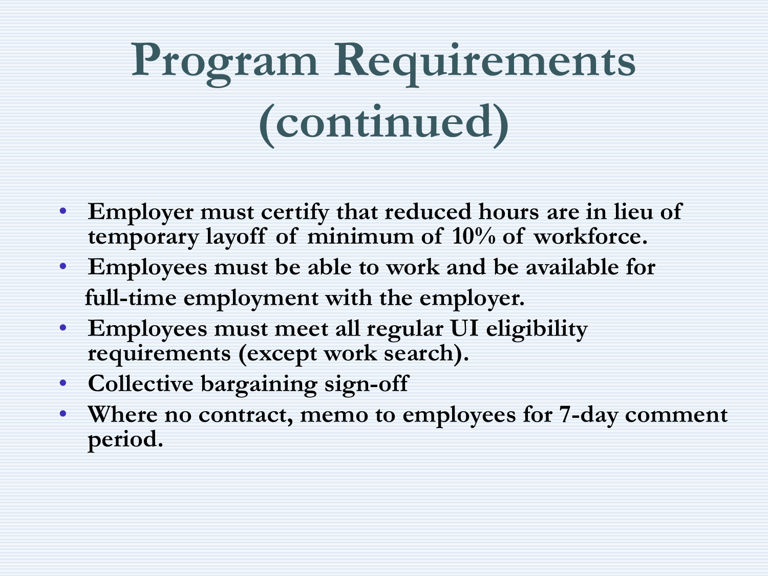# Program Requirements (continued)

- **Employer must certify that reduced hours are in lieu of temporary layoff of minimum of 10% of workforce.**
- **Employees must be able to work and be available for full-time employment with the employer.**
- **Employees must meet all regular UI eligibility requirements (except work search).**
- **Collective bargaining sign-off**
- **Where no contract, memo to employees for 7-day comment period.**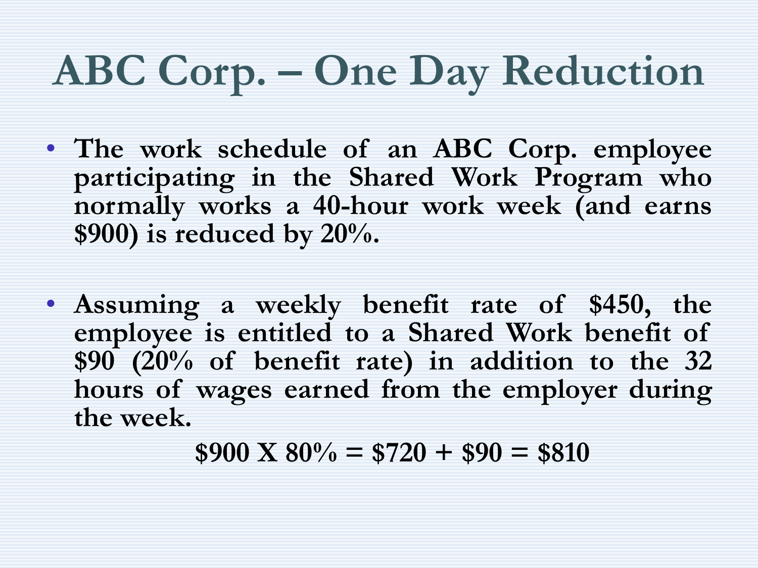# ABC Corp. – One Day Reduction

- **The work schedule of an ABC Corp. employee participating in the Shared Work Program who normally works a 40-hour work week (and earns $900) is reduced by 20%.**

- **Assuming a weekly benefit rate of $450, the employee is entitled to a Shared Work benefit of $90 (20% of benefit rate) in addition to the 32 hours of wages earned from the employer during the week.**

**$900 X 80% = $720 + $90 = $810**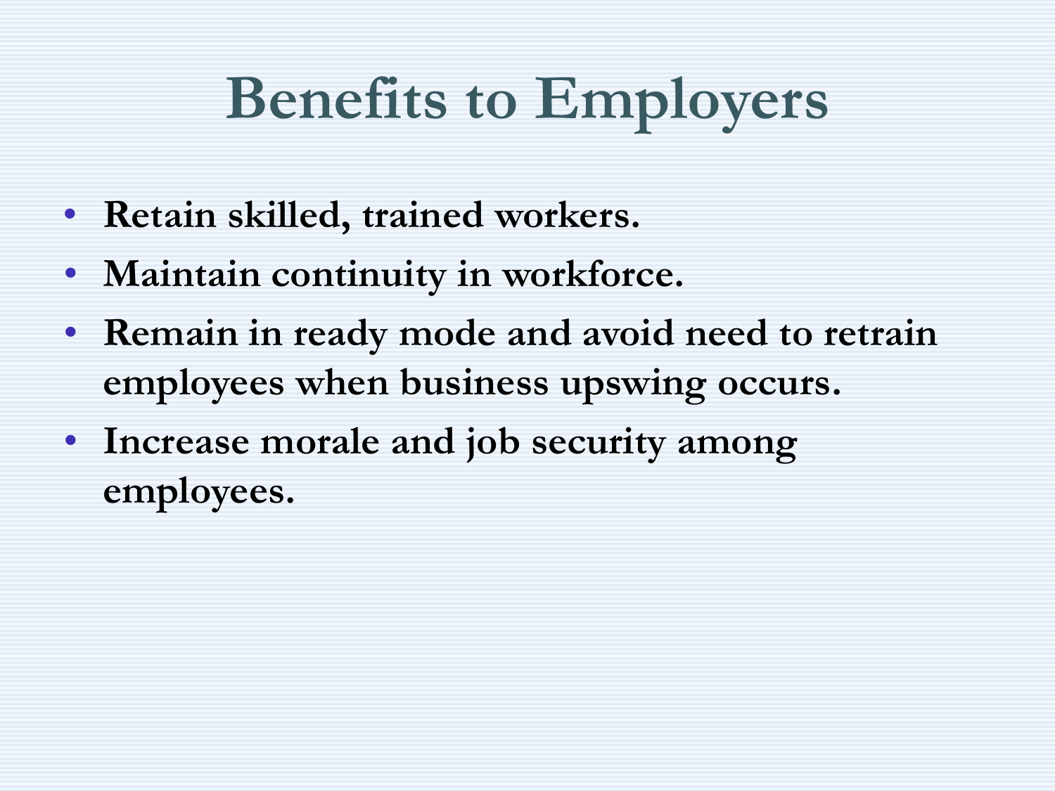# Benefits to Employers

- **Retain skilled, trained workers.**
- **Maintain continuity in workforce.**
- **Remain in ready mode and avoid need to retrain employees when business upswing occurs.**
- **Increase morale and job security among employees.**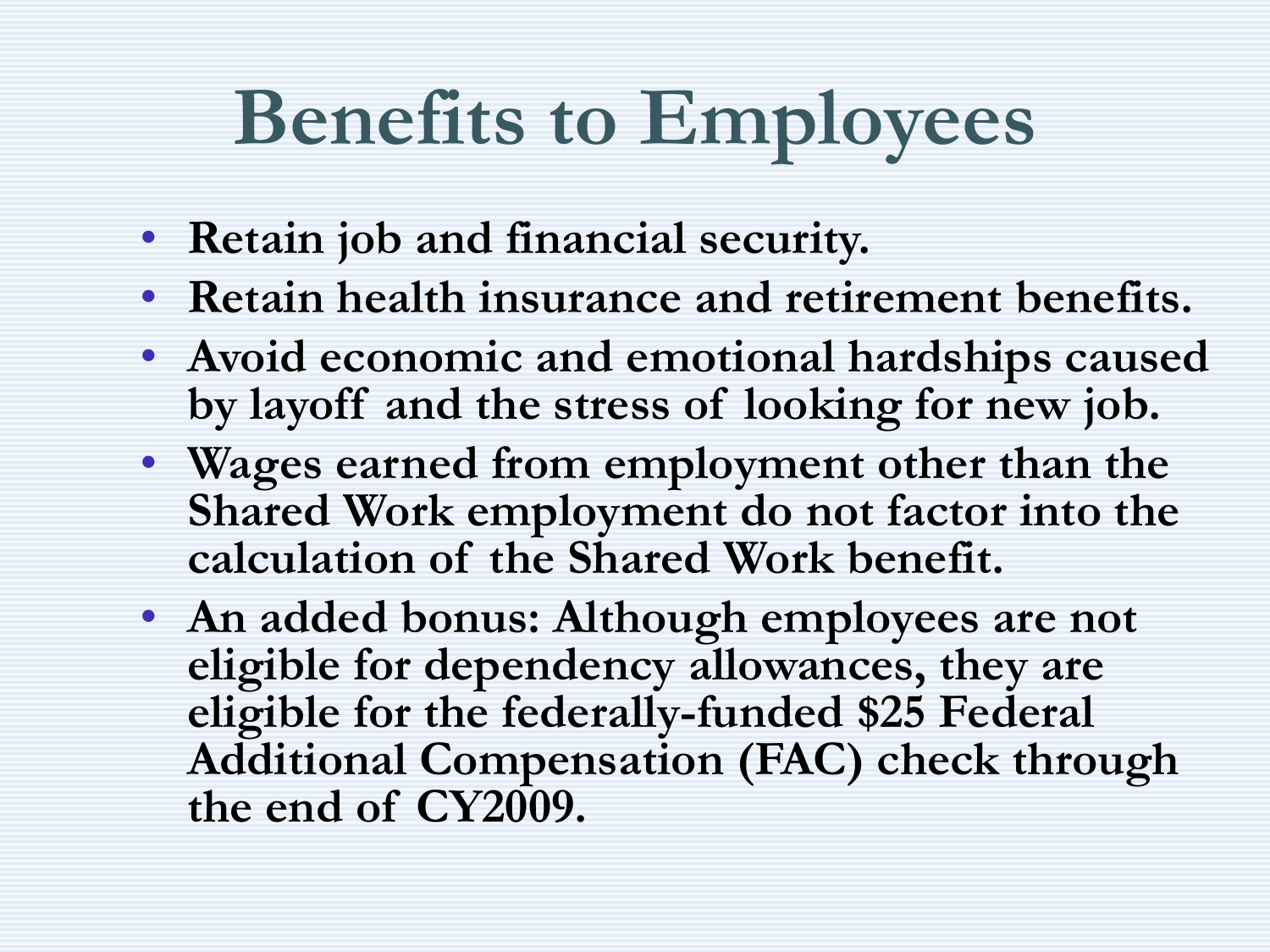# Benefits to Employees

- **Retain job and financial security.**
- **Retain health insurance and retirement benefits.**
- **Avoid economic and emotional hardships caused by layoff and the stress of looking for new job.**
- **Wages earned from employment other than the Shared Work employment do not factor into the calculation of the Shared Work benefit.**
- **An added bonus: Although employees are not eligible for dependency allowances, they are eligible for the federally-funded $25 Federal Additional Compensation (FAC) check through the end of CY2009.**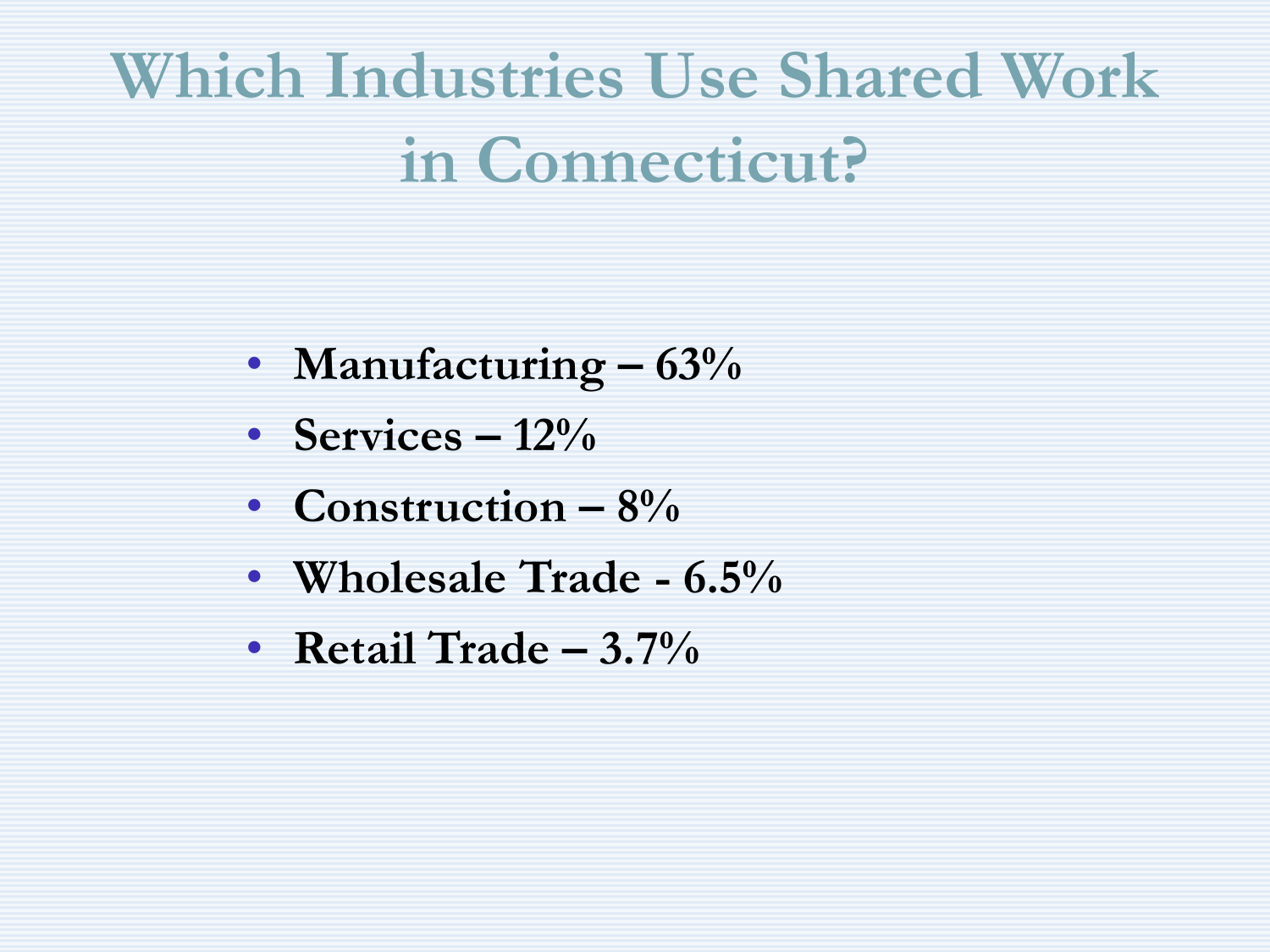# Which Industries Use Shared Work in Connecticut?

- **Manufacturing – 63%**
- **Services – 12%**
- **Construction – 8%**
- **Wholesale Trade - 6.5%**
- **Retail Trade – 3.7%**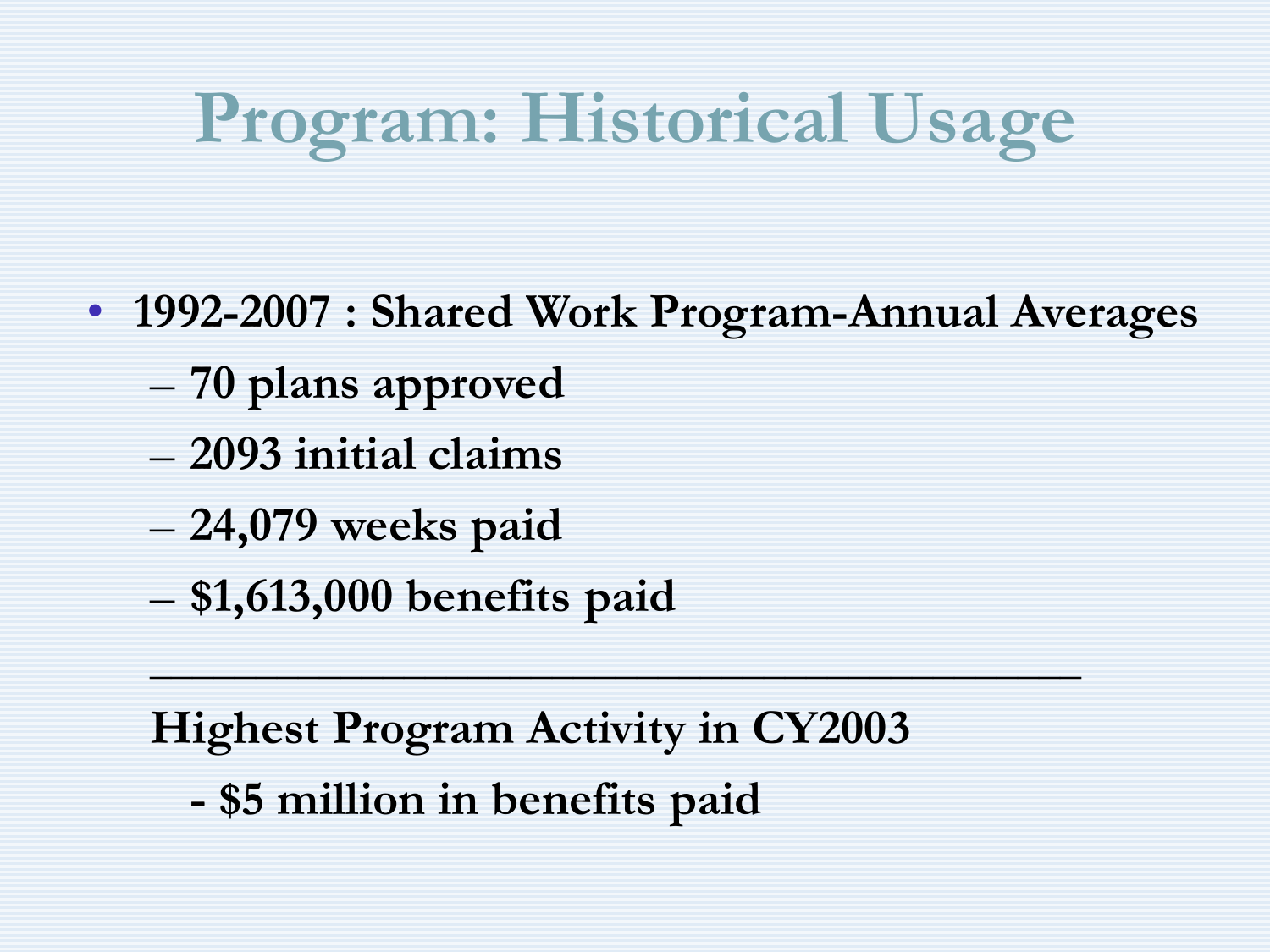# Program: Historical Usage

- **1992-2007 : Shared Work Program-Annual Averages**
  - **70 plans approved**
  - **2093 initial claims**
  - **24,079 weeks paid**
  - **$1,613,000 benefits paid**

---

**Highest Program Activity in CY2003**

**- $5 million in benefits paid**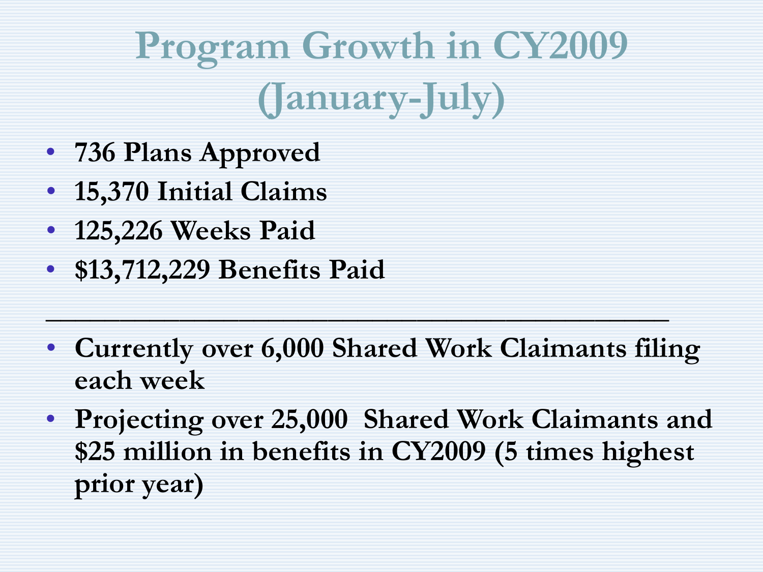# Program Growth in CY2009 (January-July)

- **736 Plans Approved**
- **15,370 Initial Claims**
- **125,226 Weeks Paid**
- **$13,712,229 Benefits Paid**

---

- **Currently over 6,000 Shared Work Claimants filing each week**
- **Projecting over 25,000 Shared Work Claimants and $25 million in benefits in CY2009 (5 times highest prior year)**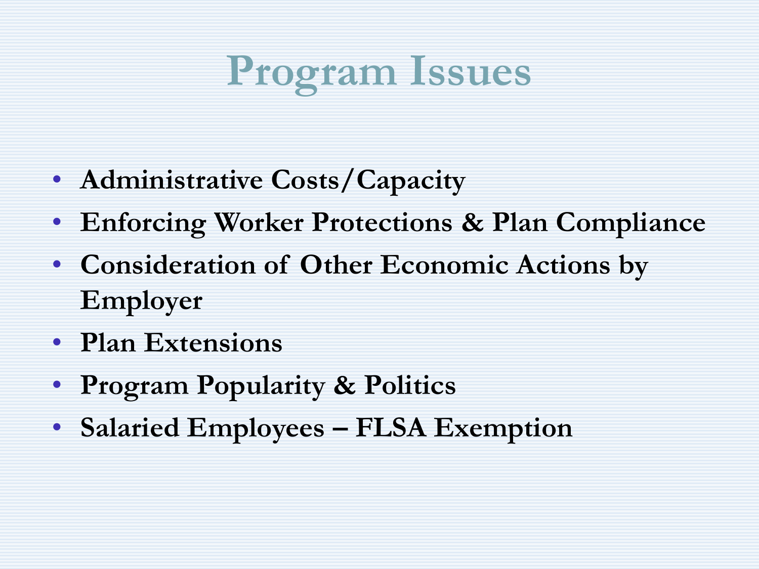# Program Issues

- **Administrative Costs/Capacity**
- **Enforcing Worker Protections & Plan Compliance**
- **Consideration of Other Economic Actions by Employer**
- **Plan Extensions**
- **Program Popularity & Politics**
- **Salaried Employees – FLSA Exemption**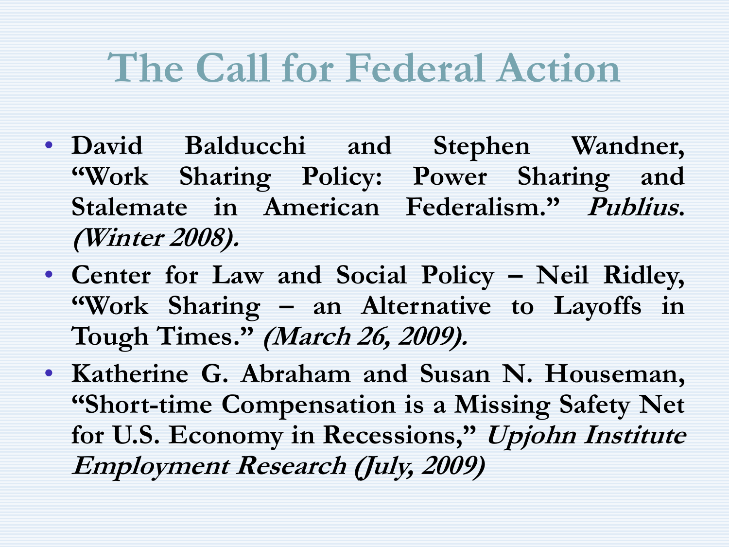# The Call for Federal Action

- **David Balducchi and Stephen Wandner, "Work Sharing Policy: Power Sharing and Stalemate in American Federalism."** ***Publius. (Winter 2008).***
- **Center for Law and Social Policy – Neil Ridley, "Work Sharing – an Alternative to Layoffs in Tough Times."** ***(March 26, 2009).***
- **Katherine G. Abraham and Susan N. Houseman, "Short-time Compensation is a Missing Safety Net for U.S. Economy in Recessions,"** ***Upjohn Institute Employment Research (July, 2009)***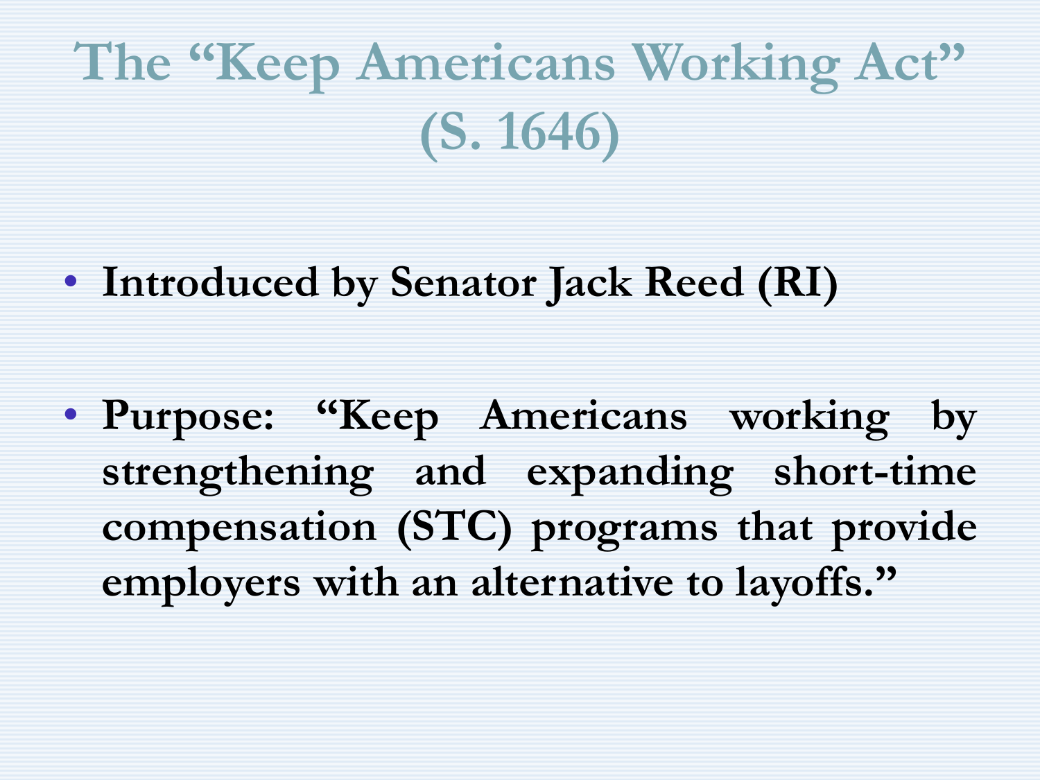# The "Keep Americans Working Act" (S. 1646)

- **Introduced by Senator Jack Reed (RI)**
- **Purpose: "Keep Americans working by strengthening and expanding short-time compensation (STC) programs that provide employers with an alternative to layoffs."**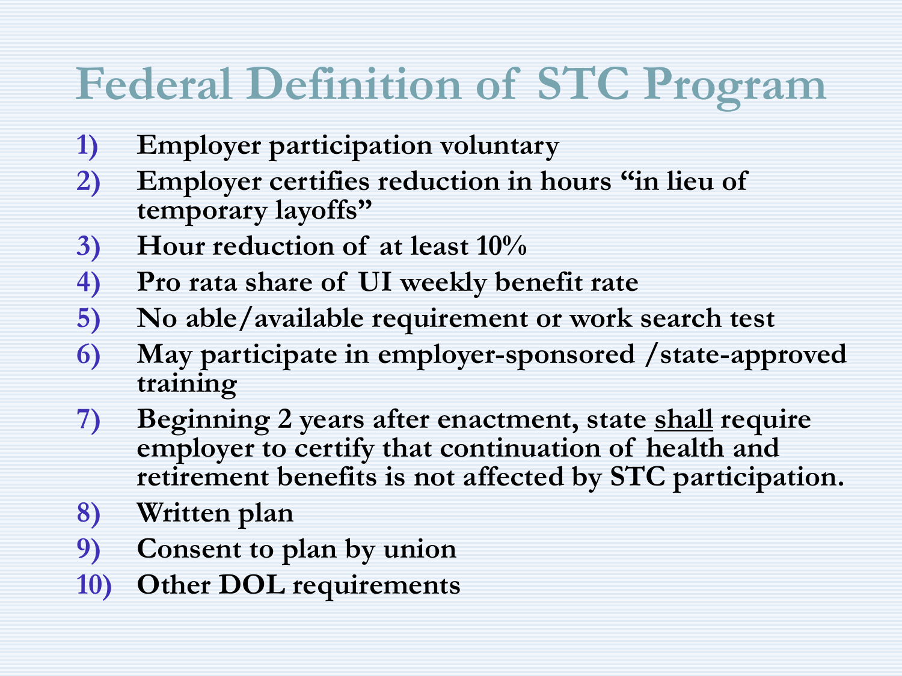# Federal Definition of STC Program

1) **Employer participation voluntary**
2) **Employer certifies reduction in hours "in lieu of temporary layoffs"**
3) **Hour reduction of at least 10%**
4) **Pro rata share of UI weekly benefit rate**
5) **No able/available requirement or work search test**
6) **May participate in employer-sponsored /state-approved training**
7) **Beginning 2 years after enactment, state <u>shall</u> require employer to certify that continuation of health and retirement benefits is not affected by STC participation.**
8) **Written plan**
9) **Consent to plan by union**
10) **Other DOL requirements**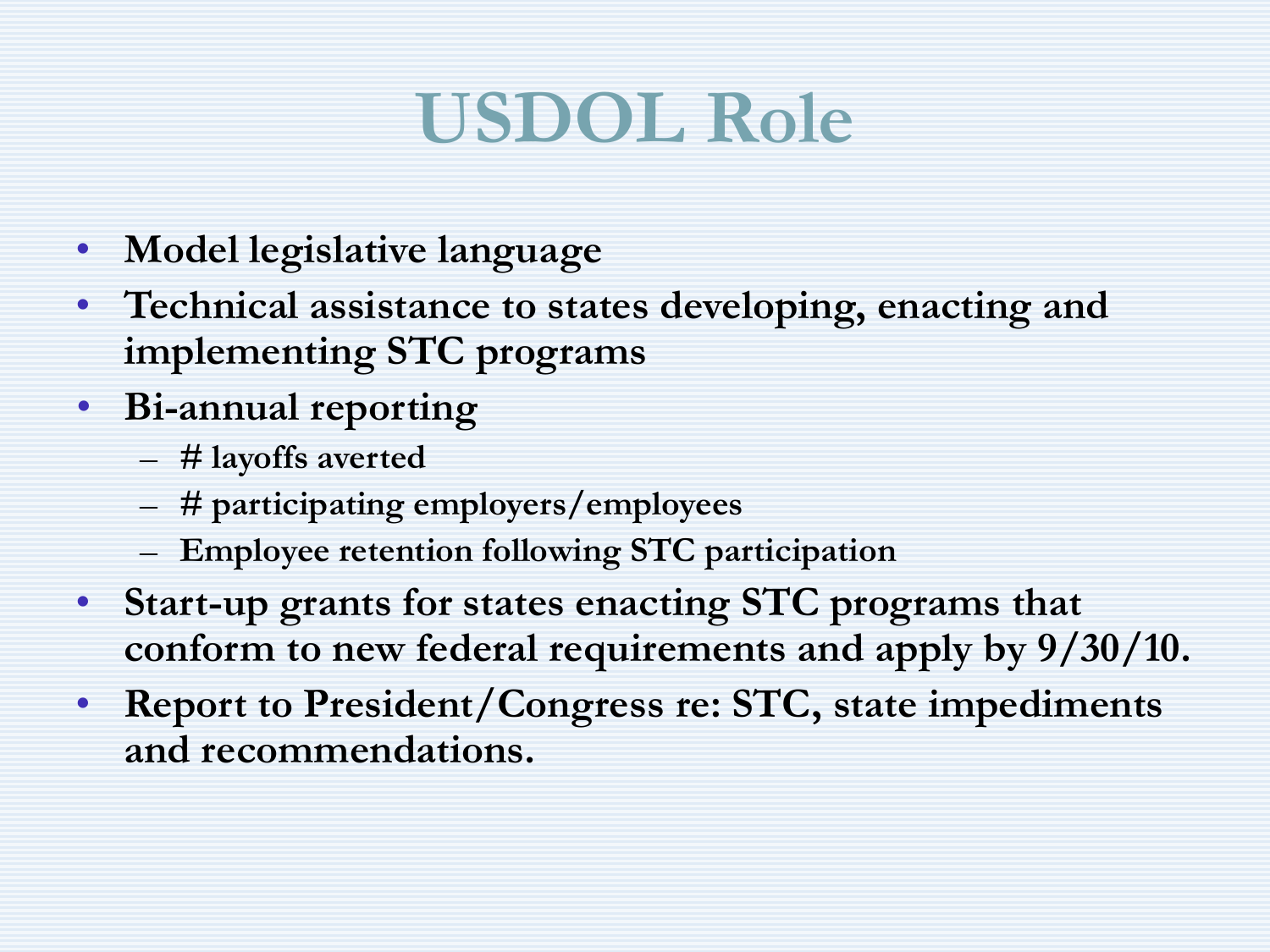# USDOL Role

- Model legislative language
- Technical assistance to states developing, enacting and implementing STC programs
- Bi-annual reporting
  - # layoffs averted
  - # participating employers/employees
  - Employee retention following STC participation
- Start-up grants for states enacting STC programs that conform to new federal requirements and apply by 9/30/10.
- Report to President/Congress re: STC, state impediments and recommendations.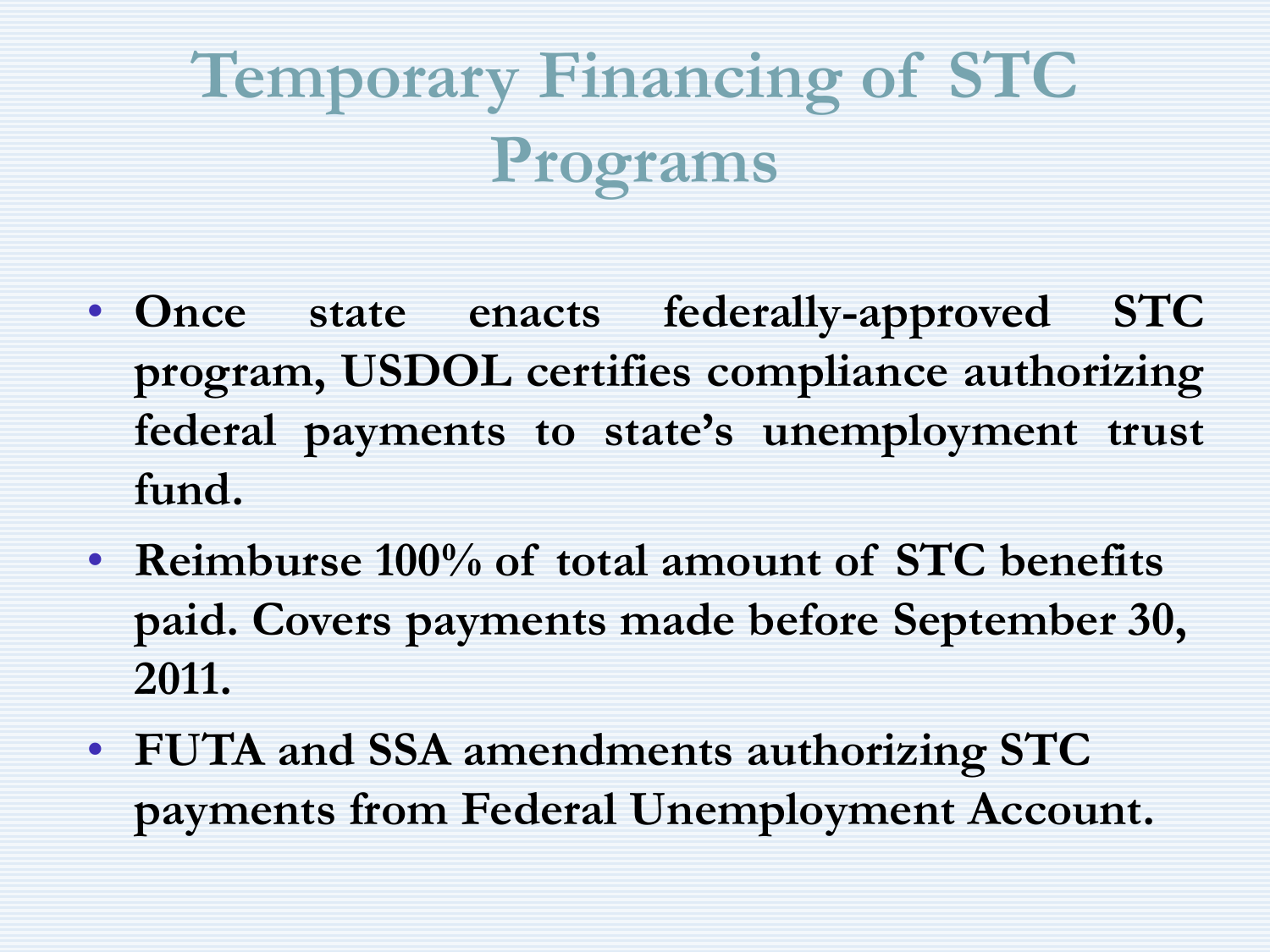# Temporary Financing of STC Programs

- **Once state enacts federally-approved STC program, USDOL certifies compliance authorizing federal payments to state's unemployment trust fund.**
- **Reimburse 100% of total amount of STC benefits paid. Covers payments made before September 30, 2011.**
- **FUTA and SSA amendments authorizing STC payments from Federal Unemployment Account.**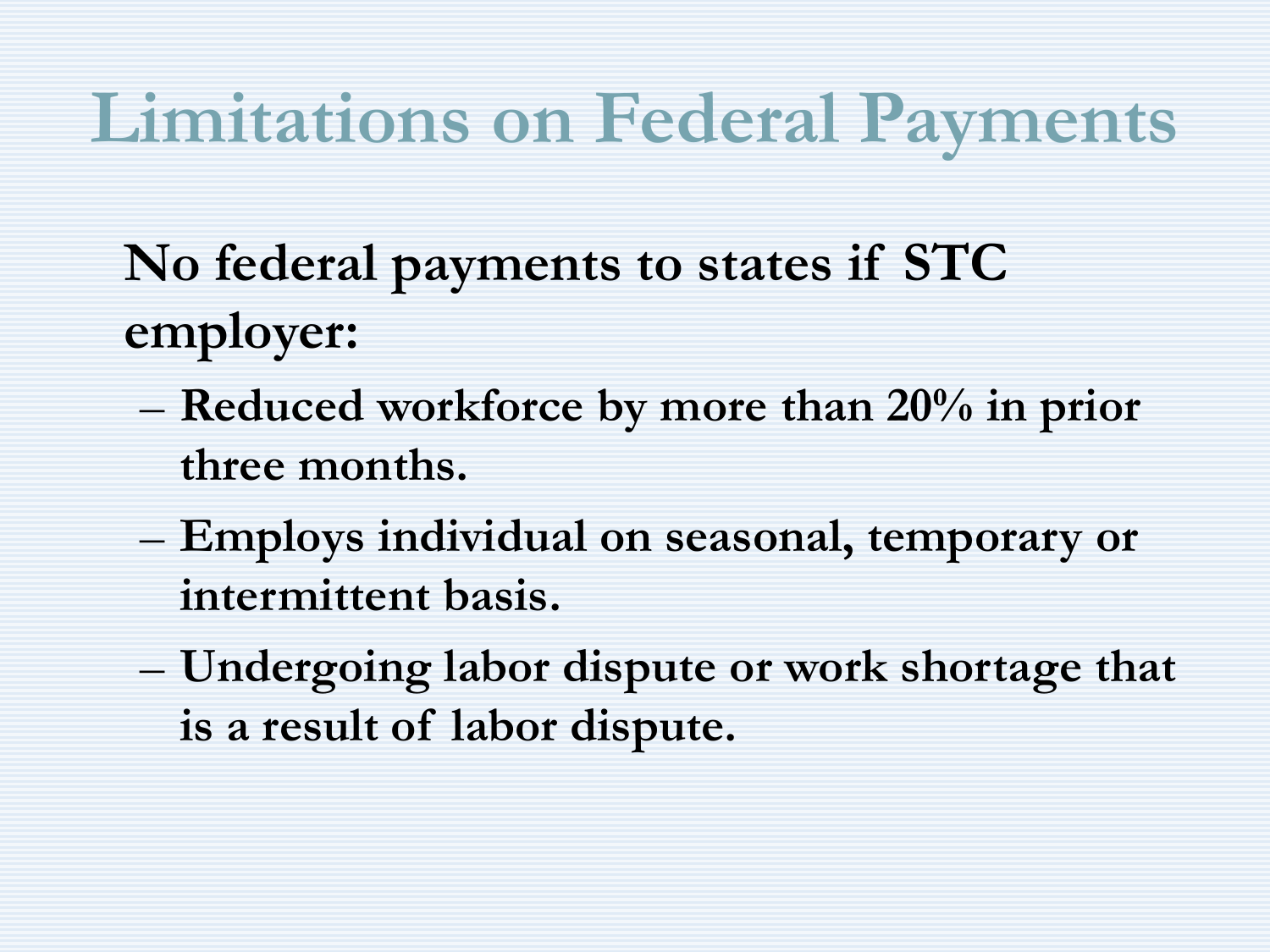# Limitations on Federal Payments

**No federal payments to states if STC employer:**

- **Reduced workforce by more than 20% in prior three months.**
- **Employs individual on seasonal, temporary or intermittent basis.**
- **Undergoing labor dispute or work shortage that is a result of labor dispute.**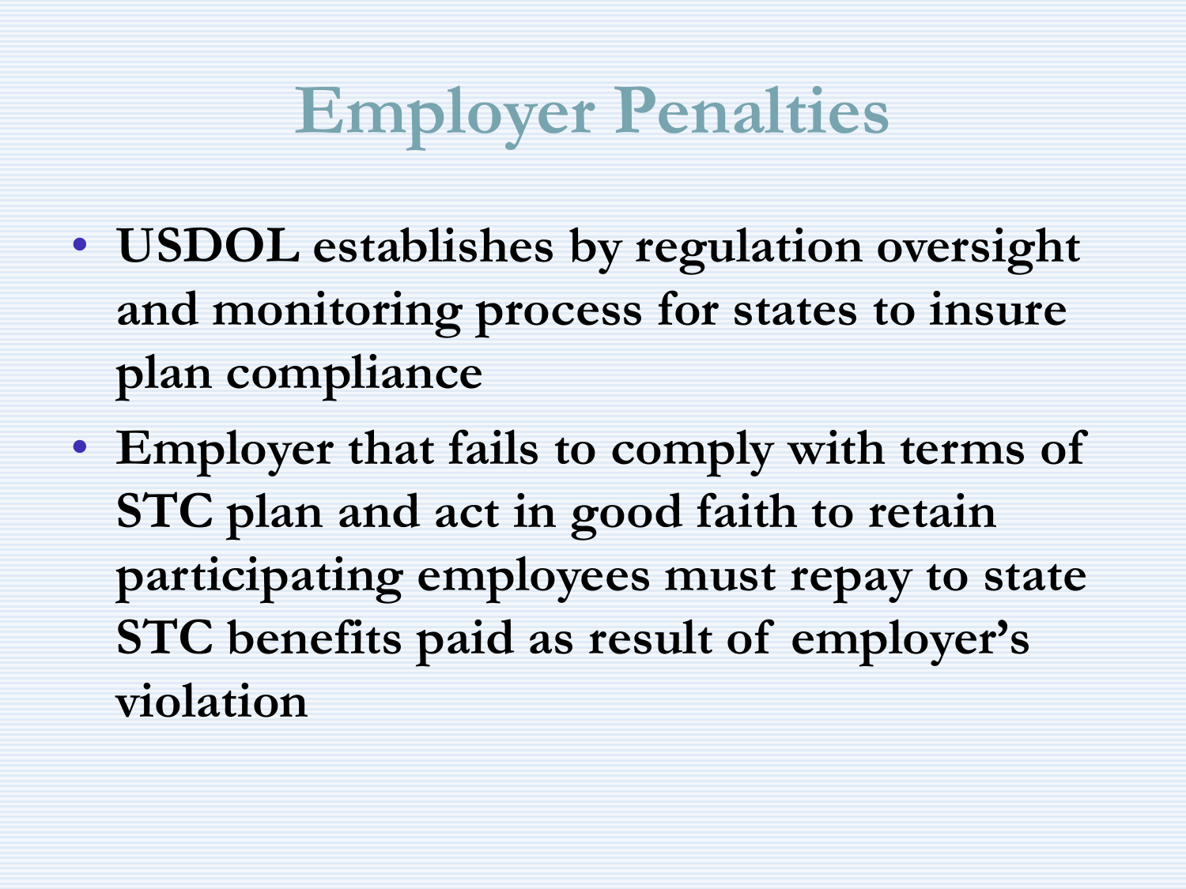# Employer Penalties

- **USDOL establishes by regulation oversight and monitoring process for states to insure plan compliance**
- **Employer that fails to comply with terms of STC plan and act in good faith to retain participating employees must repay to state STC benefits paid as result of employer's violation**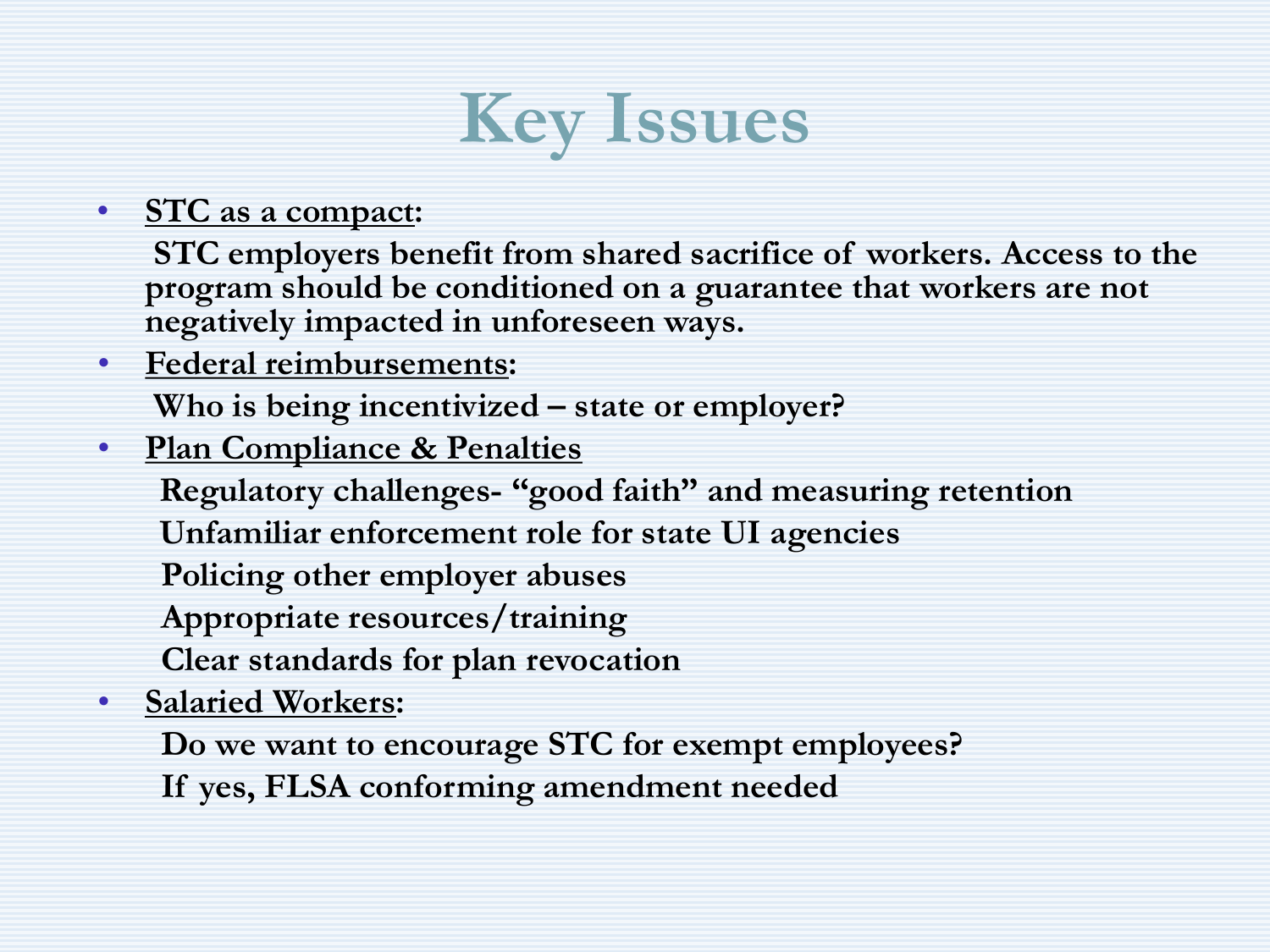# Key Issues

- **STC as a compact:**

  **STC employers benefit from shared sacrifice of workers. Access to the program should be conditioned on a guarantee that workers are not negatively impacted in unforeseen ways.**

- **Federal reimbursements:**

  **Who is being incentivized – state or employer?**

- **Plan Compliance & Penalties**

  **Regulatory challenges- "good faith" and measuring retention**

  **Unfamiliar enforcement role for state UI agencies**

  **Policing other employer abuses**

  **Appropriate resources/training**

  **Clear standards for plan revocation**

- **Salaried Workers:**

  **Do we want to encourage STC for exempt employees?**

  **If yes, FLSA conforming amendment needed**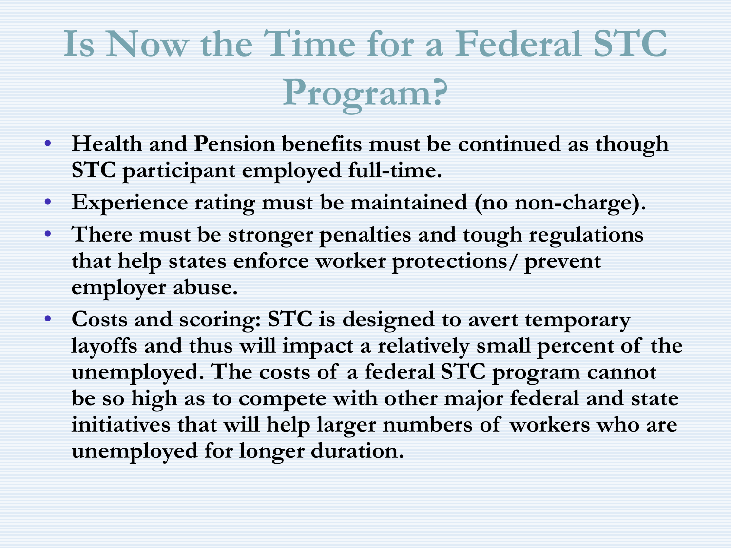# Is Now the Time for a Federal STC Program?

- **Health and Pension benefits must be continued as though STC participant employed full-time.**
- **Experience rating must be maintained (no non-charge).**
- **There must be stronger penalties and tough regulations that help states enforce worker protections/ prevent employer abuse.**
- **Costs and scoring: STC is designed to avert temporary layoffs and thus will impact a relatively small percent of the unemployed. The costs of a federal STC program cannot be so high as to compete with other major federal and state initiatives that will help larger numbers of workers who are unemployed for longer duration.**